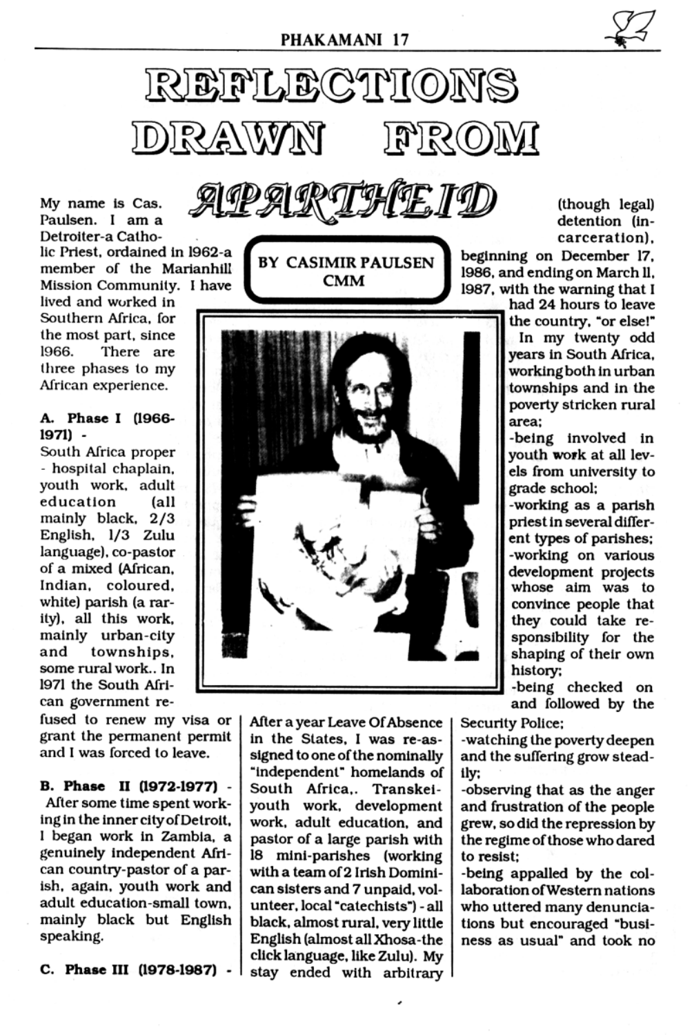# REFLECTIONS DRAWN FROM APARTHEID

**BY CASIMIR PAULSEN CMM**

My name is Cas. Paulsen. I am a Detroiter-a Catholic Priest, ordained in 1962-a member of the Marianhill Mission Community. I have lived and worked in Southern Africa, for the most part, since 1966. There are three phases to my African experience.

**A. Phase I (1966-1971) -**

South Africa proper - hospital chaplain, youth work, adult education (all mainly black, 2/3 English, 1/3 Zulu language), co-pastor of a mixed (African, Indian, coloured, white) parish (a rarity), all this work, mainly urban-city and townships, some rural work.. In 1971 the South African government refused to renew my visa or grant the permanent permit and I was forced to leave.

**B. Phase II (1972-1977) -**

After some time spent working in the inner city of Detroit, I began work in Zambia, a genuinely independent African country-pastor of a parish, again, youth work and adult education-small town, mainly black but English speaking.

**C. Phase III (1978-1987) -**

After a year Leave Of Absence in the States, I was re-assigned to one of the nominally "independent" homelands of South Africa,. Transkei-youth work, development work, adult education, and pastor of a large parish with 18 mini-parishes (working with a team of 2 Irish Dominican sisters and 7 unpaid, volunteer, local "catechists") - all black, almost rural, very little English (almost all Xhosa-the click language, like Zulu). My stay ended with arbitrary (though legal) detention (incarceration), beginning on December 17, 1986, and ending on March 11, 1987, with the warning that I had 24 hours to leave the country, "or else!"

In my twenty odd years in South Africa, working both in urban townships and in the poverty stricken rural area;

-being involved in youth work at all levels from university to grade school;

-working as a parish priest in several different types of parishes;

-working on various development projects whose aim was to convince people that they could take responsibility for the shaping of their own history;

-being checked on and followed by the Security Police;

-watching the poverty deepen and the suffering grow steadily;

-observing that as the anger and frustration of the people grew, so did the repression by the regime of those who dared to resist;

-being appalled by the collaboration of Western nations who uttered many denunciations but encouraged "business as usual" and took no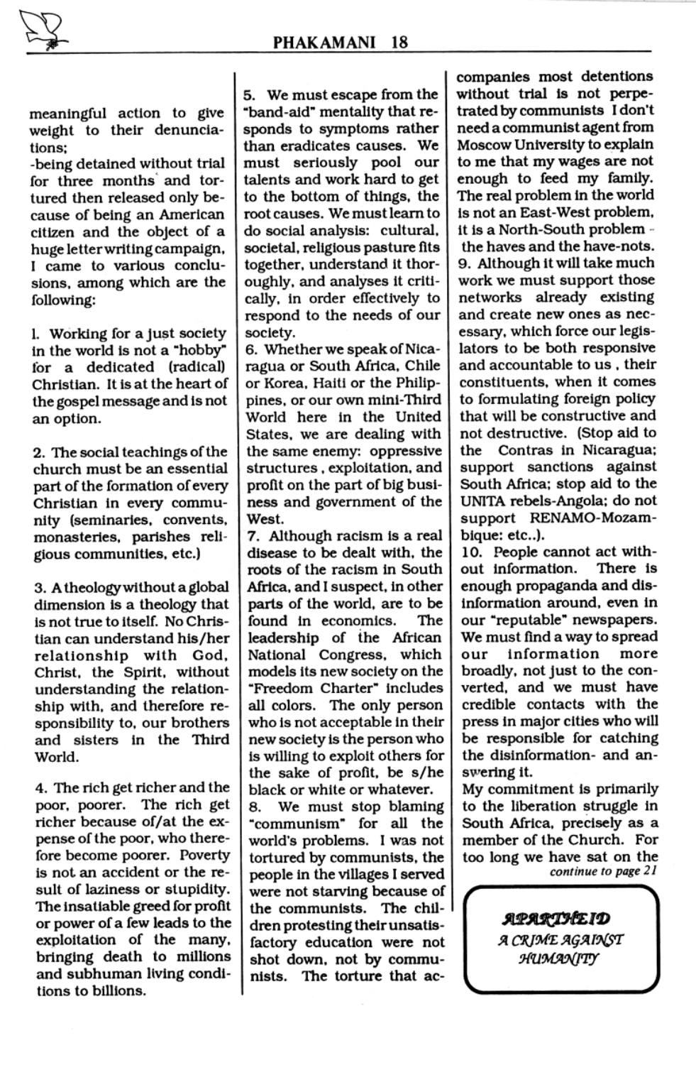meaningful action to give weight to their denunciations;

-being detained without trial for three months and tortured then released only because of being an American citizen and the object of a huge letter writing campaign, I came to various conclusions, among which are the following:

1. Working for a just society in the world is not a "hobby" for a dedicated (radical) Christian. It is at the heart of the gospel message and is not an option.

2. The social teachings of the church must be an essential part of the formation of every Christian in every community (seminaries, convents, monasteries, parishes religious communities, etc.)

3. A theology without a global dimension is a theology that is not true to itself. No Christian can understand his/her relationship with God, Christ, the Spirit, without understanding the relationship with, and therefore responsibility to, our brothers and sisters in the Third World.

4. The rich get richer and the poor, poorer. The rich get richer because of/at the expense of the poor, who therefore become poorer. Poverty is not an accident or the result of laziness or stupidity. The insatiable greed for profit or power of a few leads to the exploitation of the many, bringing death to millions and subhuman living conditions to billions.

5. We must escape from the "band-aid" mentality that responds to symptoms rather than eradicates causes. We must seriously pool our talents and work hard to get to the bottom of things, the root causes. We must learn to do social analysis: cultural, societal, religious pasture fits together, understand it thoroughly, and analyses it critically, in order effectively to respond to the needs of our society.

6. Whether we speak of Nicaragua or South Africa, Chile or Korea, Haiti or the Philippines, or our own mini-Third World here in the United States, we are dealing with the same enemy: oppressive structures, exploitation, and profit on the part of big business and government of the West.

7. Although racism is a real disease to be dealt with, the roots of the racism in South Africa, and I suspect, in other parts of the world, are to be found in economics. The leadership of the African National Congress, which models its new society on the "Freedom Charter" includes all colors. The only person who is not acceptable in their new society is the person who is willing to exploit others for the sake of profit, be s/he black or white or whatever.

8. We must stop blaming "communism" for all the world's problems. I was not tortured by communists, the people in the villages I served were not starving because of the communists. The children protesting their unsatisfactory education were not shot down, not by communists. The torture that accompanies most detentions without trial is not perpetrated by communists I don't need a communist agent from Moscow University to explain to me that my wages are not enough to feed my family. The real problem in the world is not an East-West problem, it is a North-South problem - the haves and the have-nots.

9. Although it will take much work we must support those networks already existing and create new ones as necessary, which force our legislators to be both responsive and accountable to us, their constituents, when it comes to formulating foreign policy that will be constructive and not destructive. (Stop aid to the Contras in Nicaragua; support sanctions against South Africa; stop aid to the UNITA rebels-Angola; do not support RENAMO-Mozambique: etc..).

10. People cannot act without information. There is enough propaganda and disinformation around, even in our "reputable" newspapers. We must find a way to spread our information more broadly, not just to the converted, and we must have credible contacts with the press in major cities who will be responsible for catching the disinformation- and answering it.

My commitment is primarily to the liberation struggle in South Africa, precisely as a member of the Church. For too long we have sat on the

*continue to page 21*

**APARTHEID**
*A CRIME AGAINST HUMANITY*